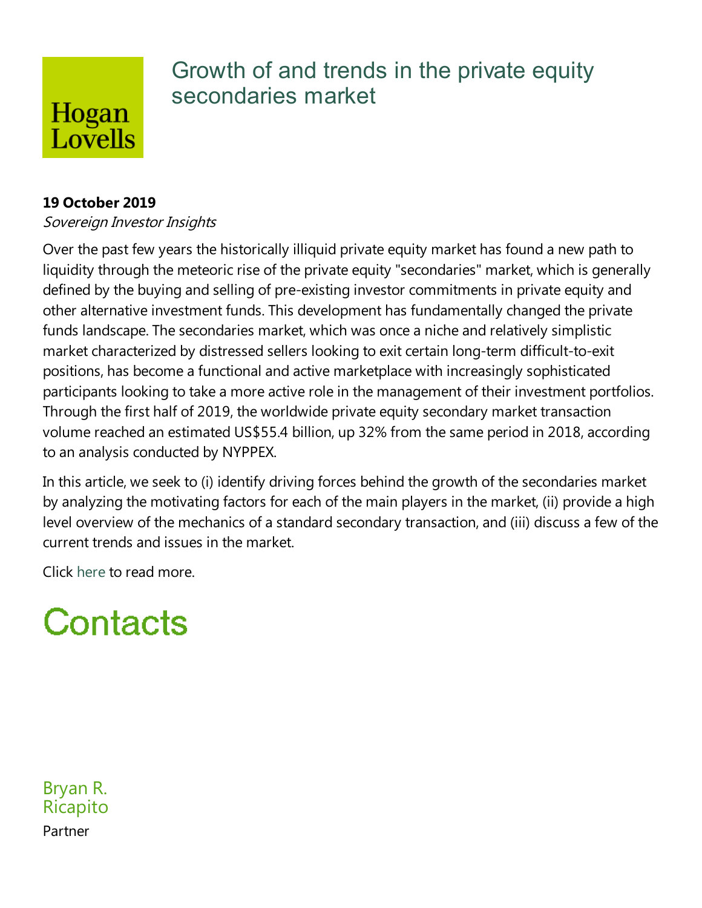Hogan Lovells

# Growth of and trends in the private equity secondaries market

**19 October 2019**

*Sovereign Investor Insights*

Over the past few years the historically illiquid private equity market has found a new path to liquidity through the meteoric rise of the private equity "secondaries" market, which is generally defined by the buying and selling of pre-existing investor commitments in private equity and other alternative investment funds. This development has fundamentally changed the private funds landscape. The secondaries market, which was once a niche and relatively simplistic market characterized by distressed sellers looking to exit certain long-term difficult-to-exit positions, has become a functional and active marketplace with increasingly sophisticated participants looking to take a more active role in the management of their investment portfolios. Through the first half of 2019, the worldwide private equity secondary market transaction volume reached an estimated US$55.4 billion, up 32% from the same period in 2018, according to an analysis conducted by NYPPEX.

In this article, we seek to (i) identify driving forces behind the growth of the secondaries market by analyzing the motivating factors for each of the main players in the market, (ii) provide a high level overview of the mechanics of a standard secondary transaction, and (iii) discuss a few of the current trends and issues in the market.

Click here to read more.

# Contacts

Bryan R. Ricapito

Partner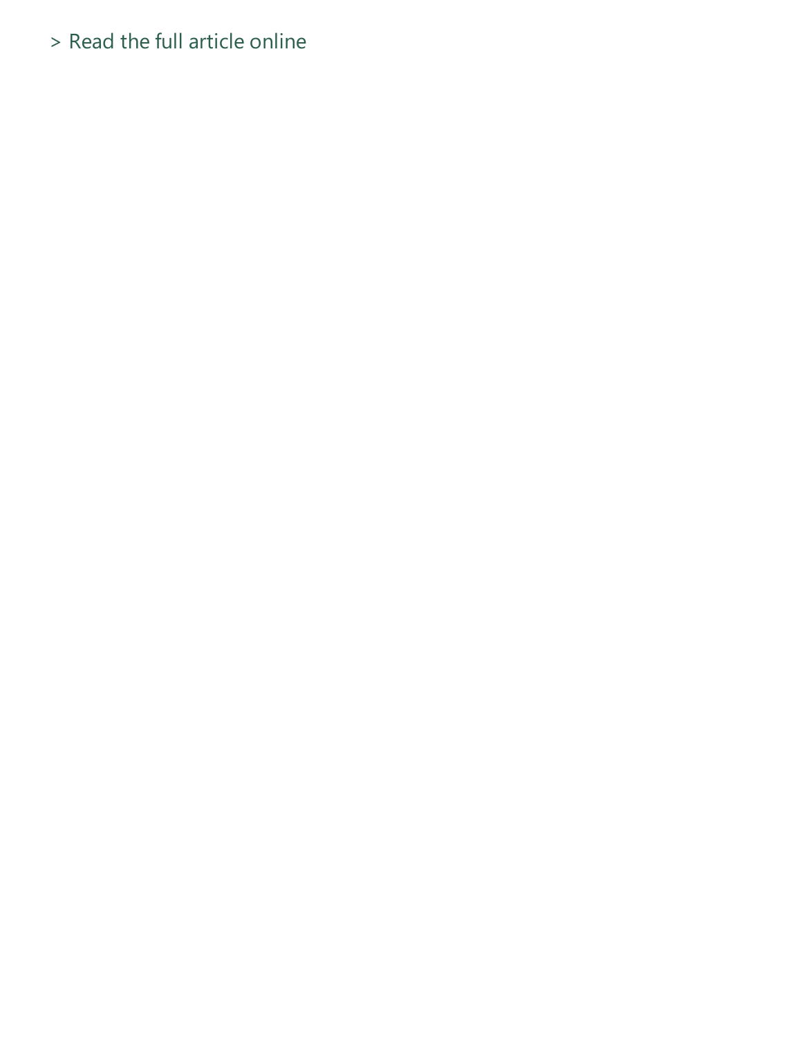> Read the full article online